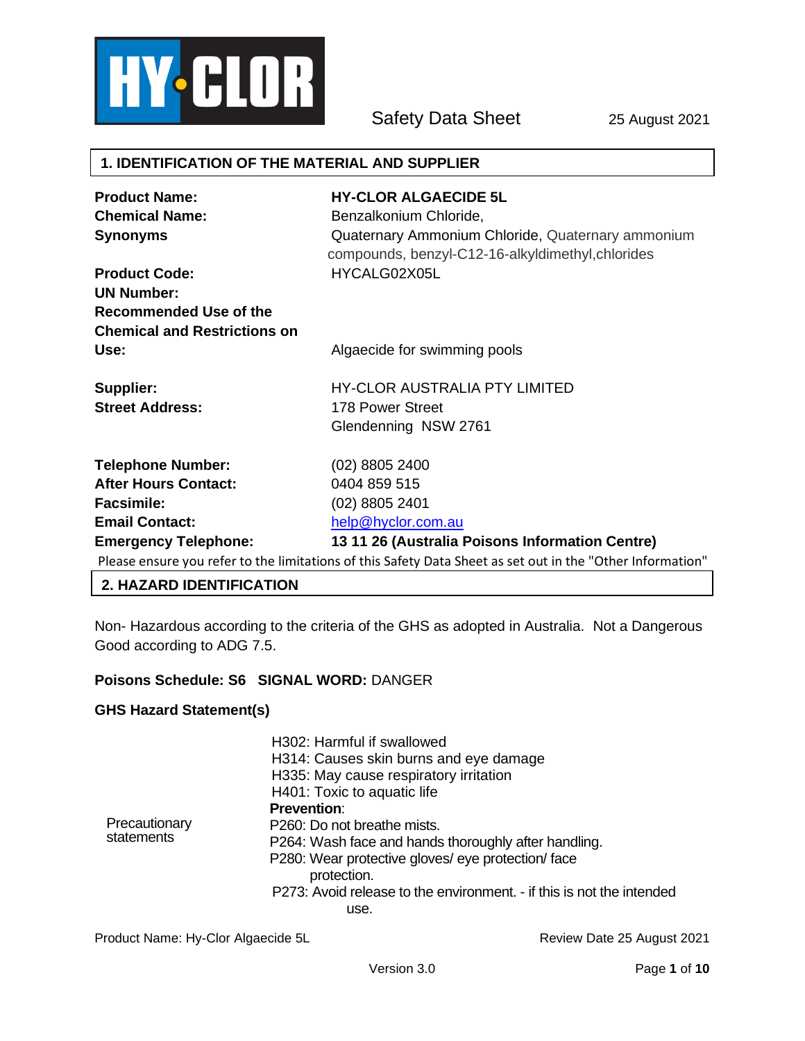HY-CLOR

Safety Data Sheet 25 August 2021

## 1. IDENTIFICATION OF THE MATERIAL AND SUPPLIER

| | |
|---|---|
| **Product Name:** | **HY-CLOR ALGAECIDE 5L** |
| **Chemical Name:** | Benzalkonium Chloride, |
| **Synonyms** | Quaternary Ammonium Chloride, Quaternary ammonium compounds, benzyl-C12-16-alkyldimethyl,chlorides |
| **Product Code:** | HYCALG02X05L |
| **UN Number:** | |
| **Recommended Use of the Chemical and Restrictions on Use:** | Algaecide for swimming pools |
| **Supplier:** | HY-CLOR AUSTRALIA PTY LIMITED |
| **Street Address:** | 178 Power Street<br>Glendenning NSW 2761 |
| **Telephone Number:** | (02) 8805 2400 |
| **After Hours Contact:** | 0404 859 515 |
| **Facsimile:** | (02) 8805 2401 |
| **Email Contact:** | help@hyclor.com.au |
| **Emergency Telephone:** | **13 11 26 (Australia Poisons Information Centre)** |

Please ensure you refer to the limitations of this Safety Data Sheet as set out in the "Other Information"

## 2. HAZARD IDENTIFICATION

Non- Hazardous according to the criteria of the GHS as adopted in Australia. Not a Dangerous Good according to ADG 7.5.

**Poisons Schedule: S6 SIGNAL WORD:** DANGER

**GHS Hazard Statement(s)**

H302: Harmful if swallowed
H314: Causes skin burns and eye damage
H335: May cause respiratory irritation
H401: Toxic to aquatic life

Precautionary statements

**Prevention**:
P260: Do not breathe mists.
P264: Wash face and hands thoroughly after handling.
P280: Wear protective gloves/ eye protection/ face protection.
P273: Avoid release to the environment. - if this is not the intended use.

Product Name: Hy-Clor Algaecide 5L Review Date 25 August 2021

Version 3.0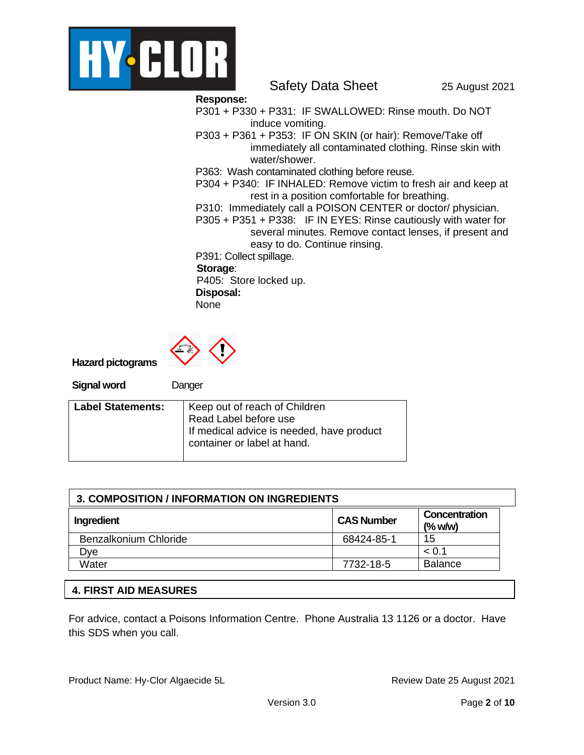**Response:**

P301 + P330 + P331: IF SWALLOWED: Rinse mouth. Do NOT induce vomiting.

P303 + P361 + P353: IF ON SKIN (or hair): Remove/Take off immediately all contaminated clothing. Rinse skin with water/shower.

P363: Wash contaminated clothing before reuse.

P304 + P340: IF INHALED: Remove victim to fresh air and keep at rest in a position comfortable for breathing.

P310: Immediately call a POISON CENTER or doctor/ physician.

P305 + P351 + P338: IF IN EYES: Rinse cautiously with water for several minutes. Remove contact lenses, if present and easy to do. Continue rinsing.

P391: Collect spillage.

**Storage**:

P405: Store locked up.

**Disposal:**

None

**Hazard pictograms**

**Signal word** Danger

| **Label Statements:** | Keep out of reach of Children<br>Read Label before use<br>If medical advice is needed, have product container or label at hand. |
|---|---|

## 3. COMPOSITION / INFORMATION ON INGREDIENTS

| Ingredient | CAS Number | Concentration (% w/w) |
|---|---|---|
| Benzalkonium Chloride | 68424-85-1 | 15 |
| Dye | | < 0.1 |
| Water | 7732-18-5 | Balance |

## 4. FIRST AID MEASURES

For advice, contact a Poisons Information Centre. Phone Australia 13 1126 or a doctor. Have this SDS when you call.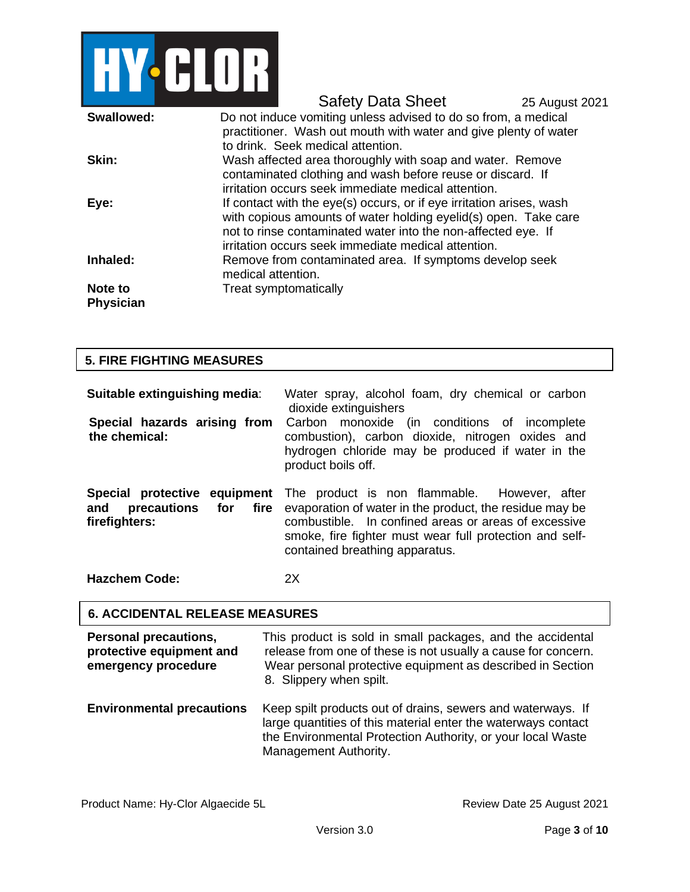| | |
|---|---|
| **Swallowed:** | Do not induce vomiting unless advised to do so from, a medical practitioner. Wash out mouth with water and give plenty of water to drink. Seek medical attention. |
| **Skin:** | Wash affected area thoroughly with soap and water. Remove contaminated clothing and wash before reuse or discard. If irritation occurs seek immediate medical attention. |
| **Eye:** | If contact with the eye(s) occurs, or if eye irritation arises, wash with copious amounts of water holding eyelid(s) open. Take care not to rinse contaminated water into the non-affected eye. If irritation occurs seek immediate medical attention. |
| **Inhaled:** | Remove from contaminated area. If symptoms develop seek medical attention. |
| **Note to Physician** | Treat symptomatically |

## 5. FIRE FIGHTING MEASURES

| | |
|---|---|
| **Suitable extinguishing media**: | Water spray, alcohol foam, dry chemical or carbon dioxide extinguishers |
| **Special hazards arising from the chemical:** | Carbon monoxide (in conditions of incomplete combustion), carbon dioxide, nitrogen oxides and hydrogen chloride may be produced if water in the product boils off. |
| **Special protective equipment and precautions for fire firefighters:** | The product is non flammable. However, after evaporation of water in the product, the residue may be combustible. In confined areas or areas of excessive smoke, fire fighter must wear full protection and self-contained breathing apparatus. |
| **Hazchem Code:** | 2X |

## 6. ACCIDENTAL RELEASE MEASURES

| | |
|---|---|
| **Personal precautions, protective equipment and emergency procedure** | This product is sold in small packages, and the accidental release from one of these is not usually a cause for concern. Wear personal protective equipment as described in Section 8. Slippery when spilt. |
| **Environmental precautions** | Keep spilt products out of drains, sewers and waterways. If large quantities of this material enter the waterways contact the Environmental Protection Authority, or your local Waste Management Authority. |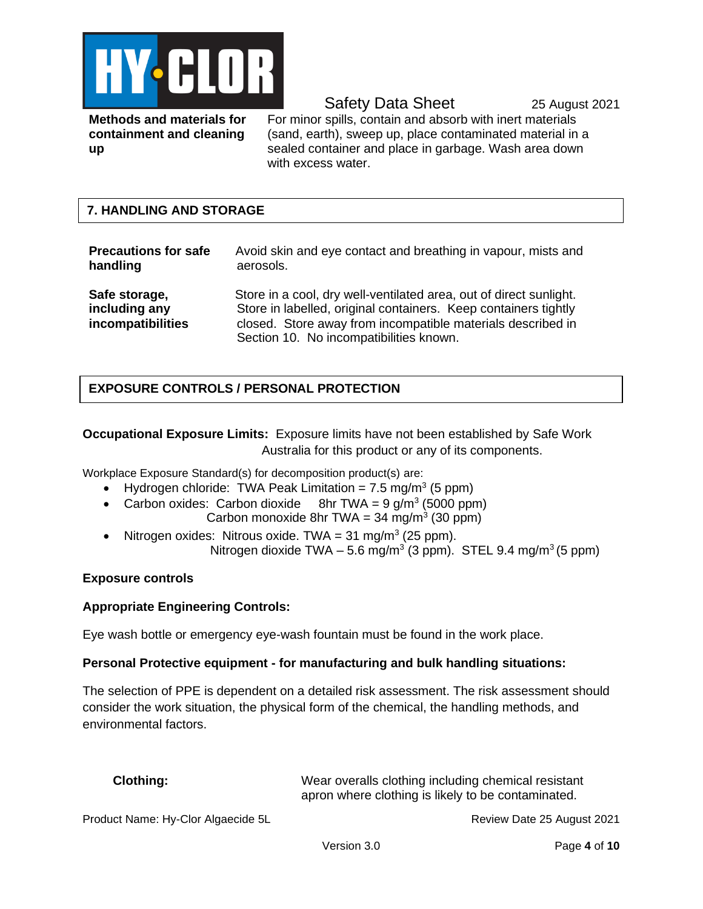**Methods and materials for containment and cleaning up**

For minor spills, contain and absorb with inert materials (sand, earth), sweep up, place contaminated material in a sealed container and place in garbage. Wash area down with excess water.

## 7. HANDLING AND STORAGE

| | |
|---|---|
| **Precautions for safe handling** | Avoid skin and eye contact and breathing in vapour, mists and aerosols. |
| **Safe storage, including any incompatibilities** | Store in a cool, dry well-ventilated area, out of direct sunlight. Store in labelled, original containers. Keep containers tightly closed. Store away from incompatible materials described in Section 10. No incompatibilities known. |

## EXPOSURE CONTROLS / PERSONAL PROTECTION

**Occupational Exposure Limits:** Exposure limits have not been established by Safe Work Australia for this product or any of its components.

Workplace Exposure Standard(s) for decomposition product(s) are:

- Hydrogen chloride: TWA Peak Limitation = 7.5 mg/m$^3$ (5 ppm)
- Carbon oxides: Carbon dioxide 8hr TWA = 9 g/m$^3$ (5000 ppm)
  Carbon monoxide 8hr TWA = 34 mg/m$^3$ (30 ppm)
- Nitrogen oxides: Nitrous oxide. TWA = 31 mg/m$^3$ (25 ppm).
  Nitrogen dioxide TWA – 5.6 mg/m$^3$ (3 ppm). STEL 9.4 mg/m$^3$ (5 ppm)

**Exposure controls**

**Appropriate Engineering Controls:**

Eye wash bottle or emergency eye-wash fountain must be found in the work place.

**Personal Protective equipment - for manufacturing and bulk handling situations:**

The selection of PPE is dependent on a detailed risk assessment. The risk assessment should consider the work situation, the physical form of the chemical, the handling methods, and environmental factors.

| | |
|---|---|
| **Clothing:** | Wear overalls clothing including chemical resistant apron where clothing is likely to be contaminated. |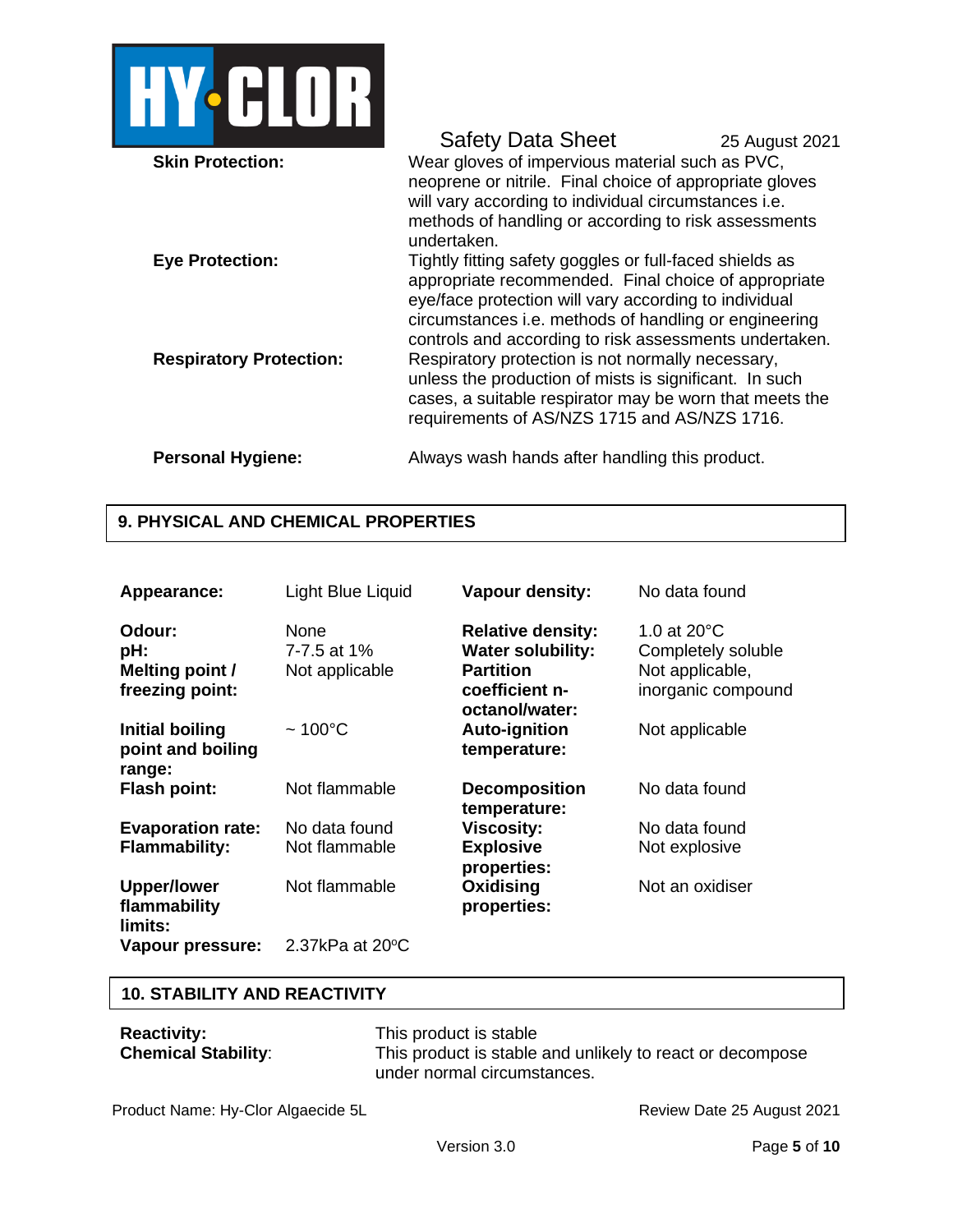**Skin Protection:** Wear gloves of impervious material such as PVC, neoprene or nitrile. Final choice of appropriate gloves will vary according to individual circumstances i.e. methods of handling or according to risk assessments undertaken.

**Eye Protection:** Tightly fitting safety goggles or full-faced shields as appropriate recommended. Final choice of appropriate eye/face protection will vary according to individual circumstances i.e. methods of handling or engineering controls and according to risk assessments undertaken.

**Respiratory Protection:** Respiratory protection is not normally necessary, unless the production of mists is significant. In such cases, a suitable respirator may be worn that meets the requirements of AS/NZS 1715 and AS/NZS 1716.

**Personal Hygiene:** Always wash hands after handling this product.

## 9. PHYSICAL AND CHEMICAL PROPERTIES

| | | | |
|---|---|---|---|
| **Appearance:** | Light Blue Liquid | **Vapour density:** | No data found |
| **Odour:** | None | **Relative density:** | 1.0 at 20°C |
| **pH:** | 7-7.5 at 1% | **Water solubility:** | Completely soluble |
| **Melting point / freezing point:** | Not applicable | **Partition coefficient n-octanol/water:** | Not applicable, inorganic compound |
| **Initial boiling point and boiling range:** | ~ 100°C | **Auto-ignition temperature:** | Not applicable |
| **Flash point:** | Not flammable | **Decomposition temperature:** | No data found |
| **Evaporation rate:** | No data found | **Viscosity:** | No data found |
| **Flammability:** | Not flammable | **Explosive properties:** | Not explosive |
| **Upper/lower flammability limits:** | Not flammable | **Oxidising properties:** | Not an oxidiser |
| **Vapour pressure:** | 2.37kPa at 20°C | | |

## 10. STABILITY AND REACTIVITY

**Reactivity:** This product is stable

**Chemical Stability**: This product is stable and unlikely to react or decompose under normal circumstances.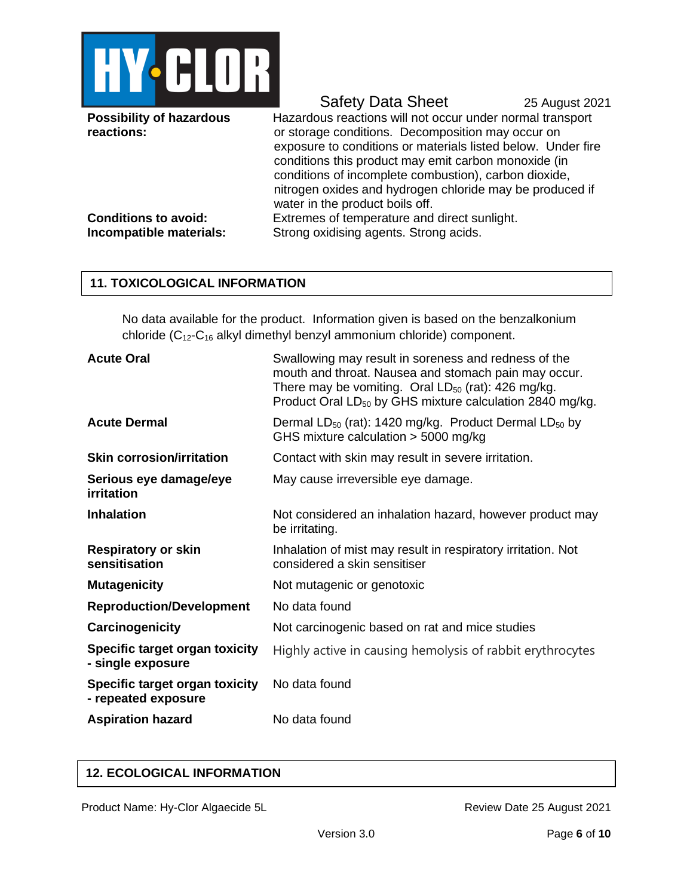| | |
|---|---|
| **Possibility of hazardous reactions:** | Hazardous reactions will not occur under normal transport or storage conditions. Decomposition may occur on exposure to conditions or materials listed below. Under fire conditions this product may emit carbon monoxide (in conditions of incomplete combustion), carbon dioxide, nitrogen oxides and hydrogen chloride may be produced if water in the product boils off. |
| **Conditions to avoid:** | Extremes of temperature and direct sunlight. |
| **Incompatible materials:** | Strong oxidising agents. Strong acids. |

## 11. TOXICOLOGICAL INFORMATION

No data available for the product. Information given is based on the benzalkonium chloride ($C_{12}$-$C_{16}$ alkyl dimethyl benzyl ammonium chloride) component.

| | |
|---|---|
| **Acute Oral** | Swallowing may result in soreness and redness of the mouth and throat. Nausea and stomach pain may occur. There may be vomiting. Oral $LD_{50}$ (rat): 426 mg/kg. Product Oral $LD_{50}$ by GHS mixture calculation 2840 mg/kg. |
| **Acute Dermal** | Dermal $LD_{50}$ (rat): 1420 mg/kg. Product Dermal $LD_{50}$ by GHS mixture calculation > 5000 mg/kg |
| **Skin corrosion/irritation** | Contact with skin may result in severe irritation. |
| **Serious eye damage/eye irritation** | May cause irreversible eye damage. |
| **Inhalation** | Not considered an inhalation hazard, however product may be irritating. |
| **Respiratory or skin sensitisation** | Inhalation of mist may result in respiratory irritation. Not considered a skin sensitiser |
| **Mutagenicity** | Not mutagenic or genotoxic |
| **Reproduction/Development** | No data found |
| **Carcinogenicity** | Not carcinogenic based on rat and mice studies |
| **Specific target organ toxicity - single exposure** | Highly active in causing hemolysis of rabbit erythrocytes |
| **Specific target organ toxicity - repeated exposure** | No data found |
| **Aspiration hazard** | No data found |

## 12. ECOLOGICAL INFORMATION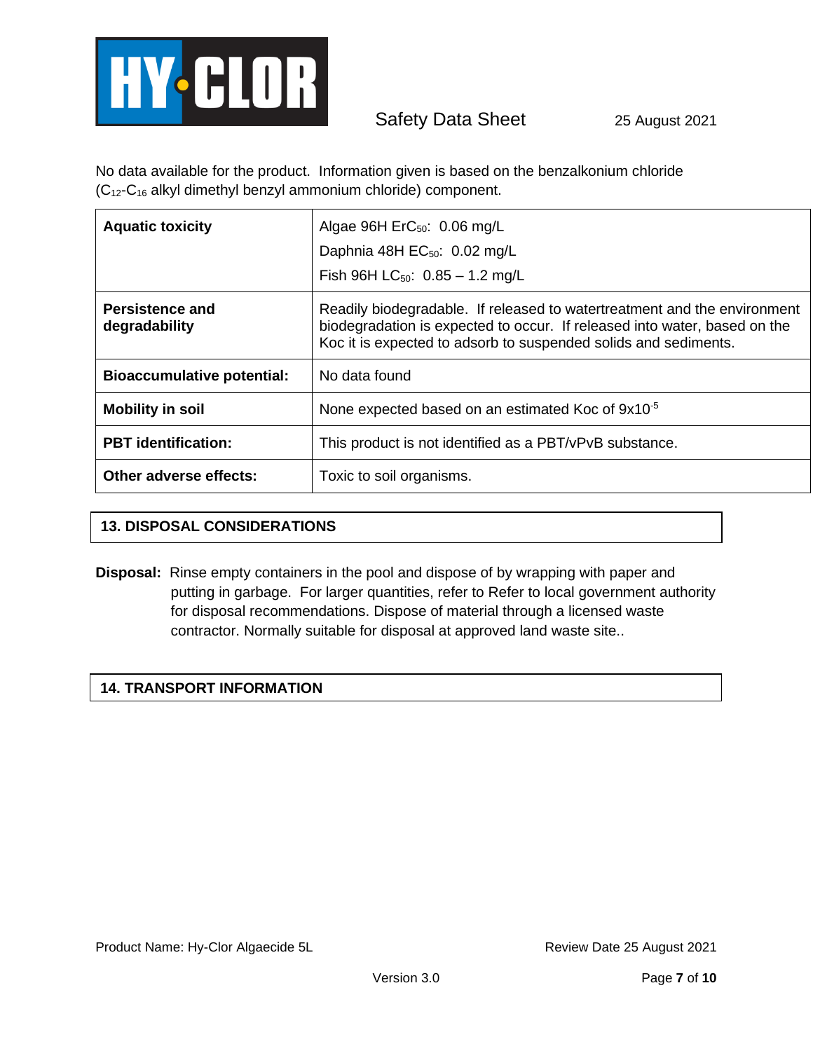No data available for the product. Information given is based on the benzalkonium chloride ($C_{12}$-$C_{16}$ alkyl dimethyl benzyl ammonium chloride) component.

| | |
|---|---|
| **Aquatic toxicity** | Algae 96H $ErC_{50}$: 0.06 mg/L<br>Daphnia 48H $EC_{50}$: 0.02 mg/L<br>Fish 96H $LC_{50}$: 0.85 – 1.2 mg/L |
| **Persistence and degradability** | Readily biodegradable. If released to watertreatment and the environment biodegradation is expected to occur. If released into water, based on the Koc it is expected to adsorb to suspended solids and sediments. |
| **Bioaccumulative potential:** | No data found |
| **Mobility in soil** | None expected based on an estimated Koc of $9x10^{-5}$ |
| **PBT identification:** | This product is not identified as a PBT/vPvB substance. |
| **Other adverse effects:** | Toxic to soil organisms. |

## 13. DISPOSAL CONSIDERATIONS

**Disposal:** Rinse empty containers in the pool and dispose of by wrapping with paper and putting in garbage. For larger quantities, refer to Refer to local government authority for disposal recommendations. Dispose of material through a licensed waste contractor. Normally suitable for disposal at approved land waste site..

## 14. TRANSPORT INFORMATION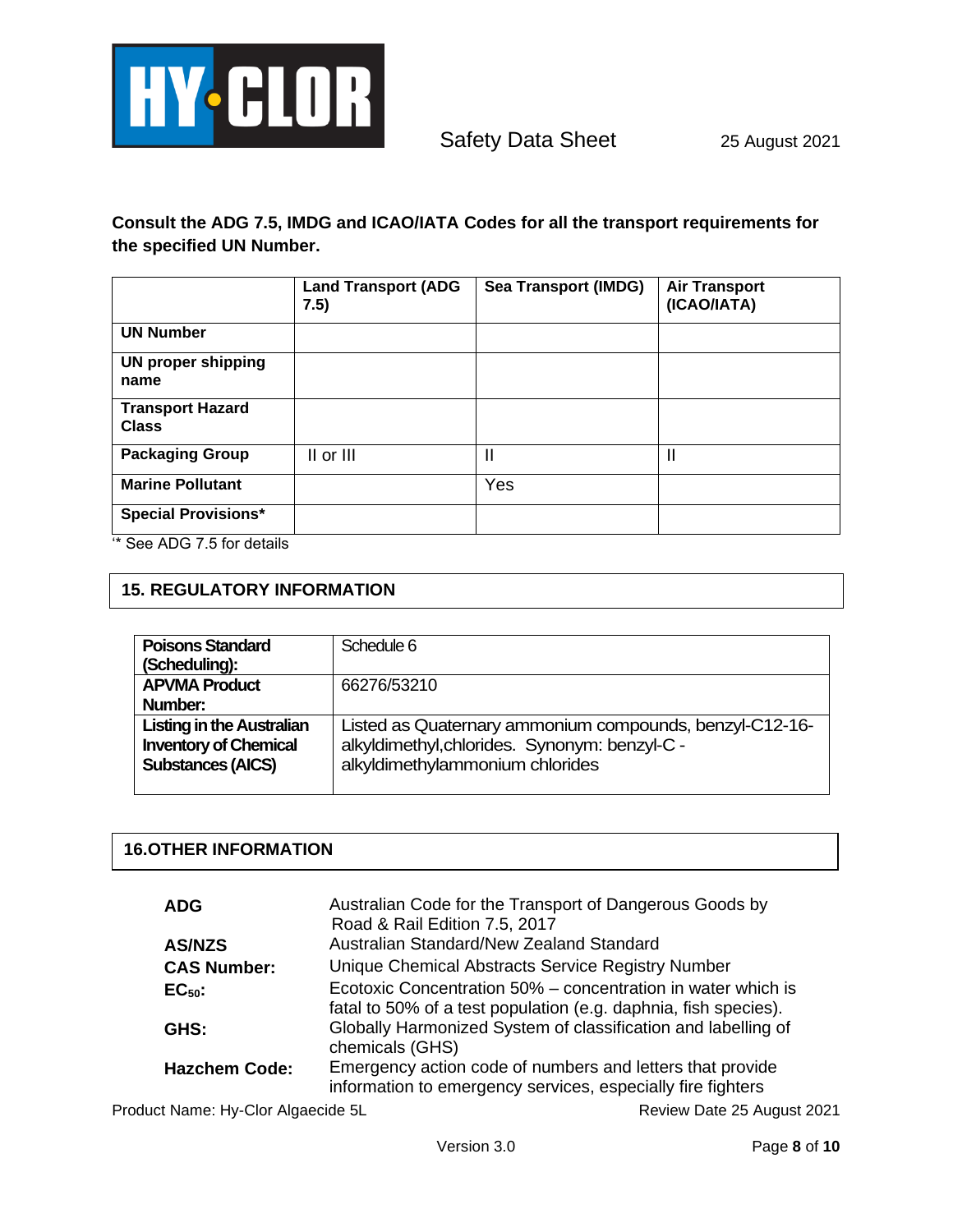**Consult the ADG 7.5, IMDG and ICAO/IATA Codes for all the transport requirements for the specified UN Number.**

| | Land Transport (ADG 7.5) | Sea Transport (IMDG) | Air Transport (ICAO/IATA) |
|---|---|---|---|
| **UN Number** | | | |
| **UN proper shipping name** | | | |
| **Transport Hazard Class** | | | |
| **Packaging Group** | II or III | II | II |
| **Marine Pollutant** | | Yes | |
| **Special Provisions*** | | | |

'* See ADG 7.5 for details

## 15. REGULATORY INFORMATION

| | |
|---|---|
| **Poisons Standard (Scheduling):** | Schedule 6 |
| **APVMA Product Number:** | 66276/53210 |
| **Listing in the Australian Inventory of Chemical Substances (AICS)** | Listed as Quaternary ammonium compounds, benzyl-C12-16-alkyldimethyl,chlorides. Synonym: benzyl-C - alkyldimethylammonium chlorides |

## 16.OTHER INFORMATION

| | |
|---|---|
| **ADG** | Australian Code for the Transport of Dangerous Goods by Road & Rail Edition 7.5, 2017 |
| **AS/NZS** | Australian Standard/New Zealand Standard |
| **CAS Number:** | Unique Chemical Abstracts Service Registry Number |
| **$EC_{50}$:** | Ecotoxic Concentration 50% – concentration in water which is fatal to 50% of a test population (e.g. daphnia, fish species). |
| **GHS:** | Globally Harmonized System of classification and labelling of chemicals (GHS) |
| **Hazchem Code:** | Emergency action code of numbers and letters that provide information to emergency services, especially fire fighters |

Product Name: Hy-Clor Algaecide 5L    Review Date 25 August 2021

Version 3.0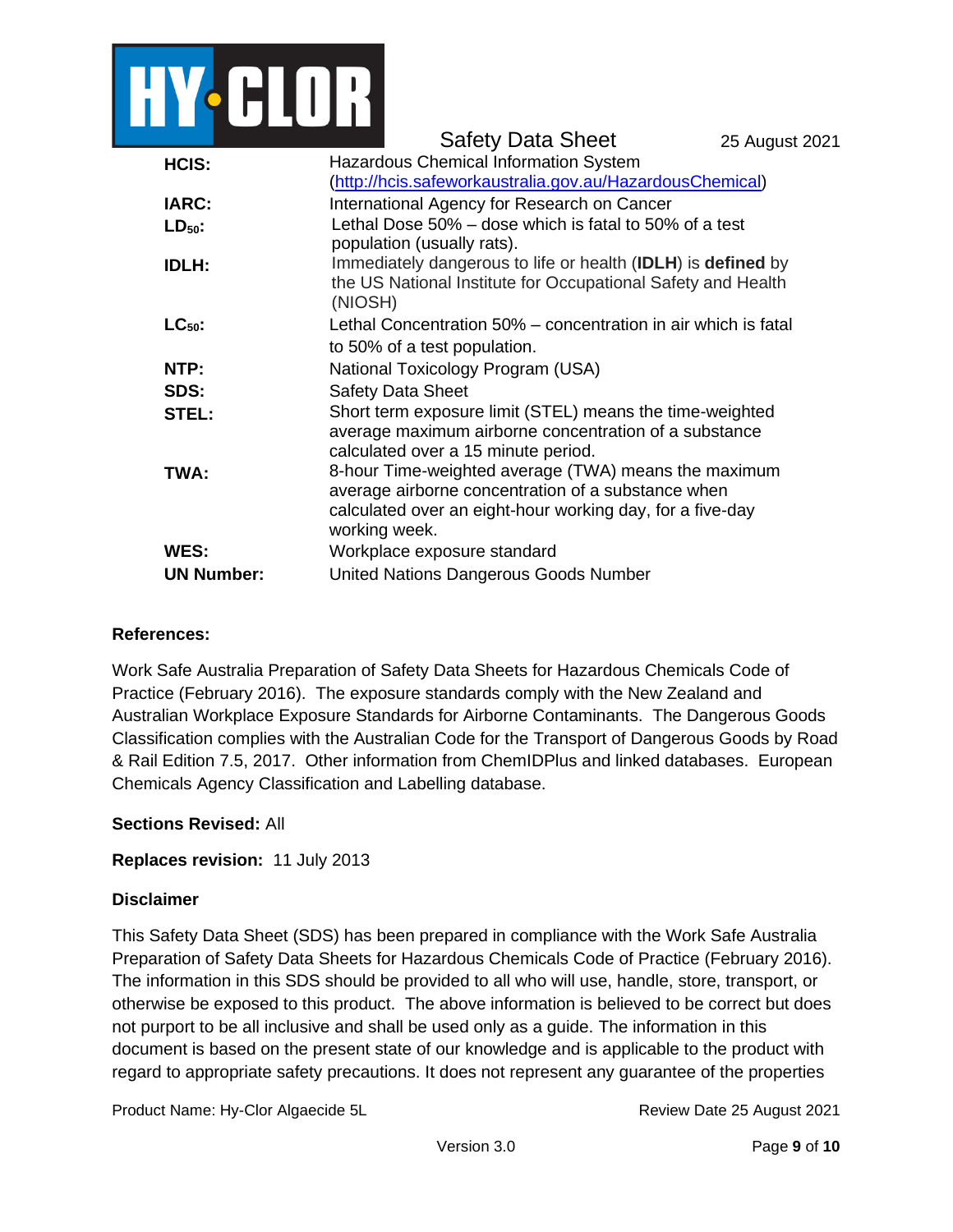| | |
|---|---|
| **HCIS:** | Hazardous Chemical Information System (http://hcis.safeworkaustralia.gov.au/HazardousChemical) |
| **IARC:** | International Agency for Research on Cancer |
| **$LD_{50}$:** | Lethal Dose 50% – dose which is fatal to 50% of a test population (usually rats). |
| **IDLH:** | Immediately dangerous to life or health (**IDLH**) is **defined** by the US National Institute for Occupational Safety and Health (NIOSH) |
| **$LC_{50}$:** | Lethal Concentration 50% – concentration in air which is fatal to 50% of a test population. |
| **NTP:** | National Toxicology Program (USA) |
| **SDS:** | Safety Data Sheet |
| **STEL:** | Short term exposure limit (STEL) means the time-weighted average maximum airborne concentration of a substance calculated over a 15 minute period. |
| **TWA:** | 8-hour Time-weighted average (TWA) means the maximum average airborne concentration of a substance when calculated over an eight-hour working day, for a five-day working week. |
| **WES:** | Workplace exposure standard |
| **UN Number:** | United Nations Dangerous Goods Number |

**References:**

Work Safe Australia Preparation of Safety Data Sheets for Hazardous Chemicals Code of Practice (February 2016). The exposure standards comply with the New Zealand and Australian Workplace Exposure Standards for Airborne Contaminants. The Dangerous Goods Classification complies with the Australian Code for the Transport of Dangerous Goods by Road & Rail Edition 7.5, 2017. Other information from ChemIDPlus and linked databases. European Chemicals Agency Classification and Labelling database.

**Sections Revised:** All

**Replaces revision:** 11 July 2013

**Disclaimer**

This Safety Data Sheet (SDS) has been prepared in compliance with the Work Safe Australia Preparation of Safety Data Sheets for Hazardous Chemicals Code of Practice (February 2016). The information in this SDS should be provided to all who will use, handle, store, transport, or otherwise be exposed to this product. The above information is believed to be correct but does not purport to be all inclusive and shall be used only as a guide. The information in this document is based on the present state of our knowledge and is applicable to the product with regard to appropriate safety precautions. It does not represent any guarantee of the properties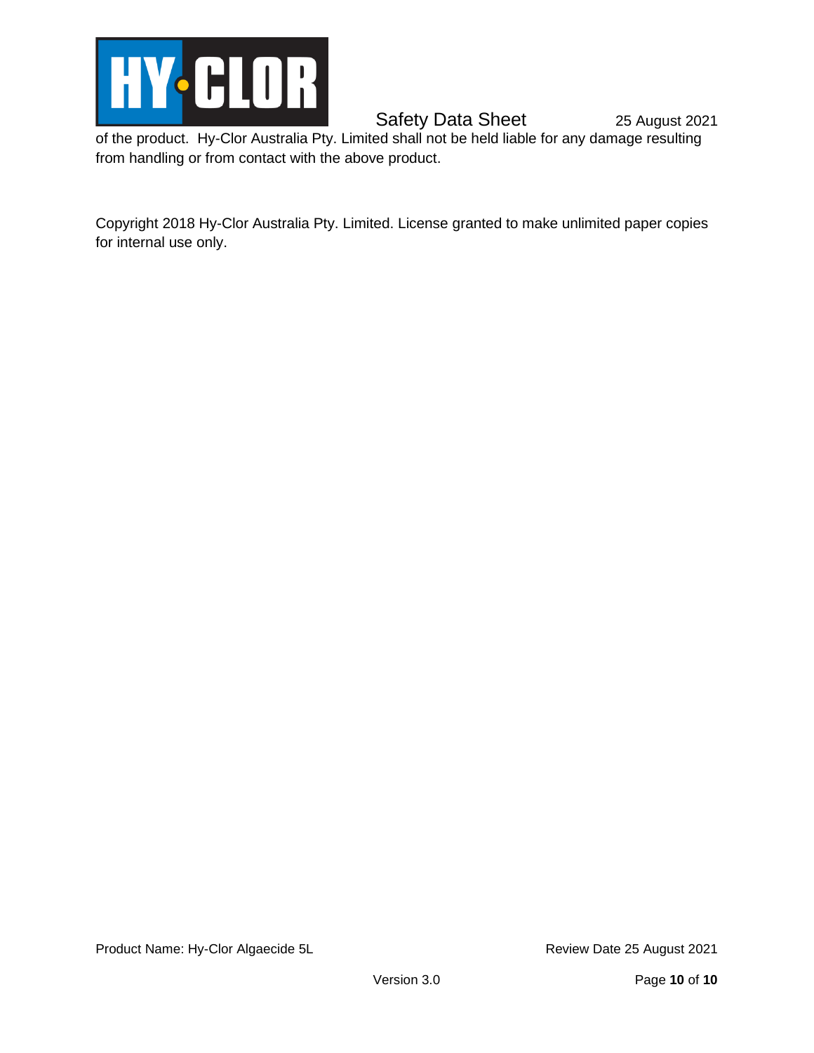of the product. Hy-Clor Australia Pty. Limited shall not be held liable for any damage resulting from handling or from contact with the above product.

Copyright 2018 Hy-Clor Australia Pty. Limited. License granted to make unlimited paper copies for internal use only.